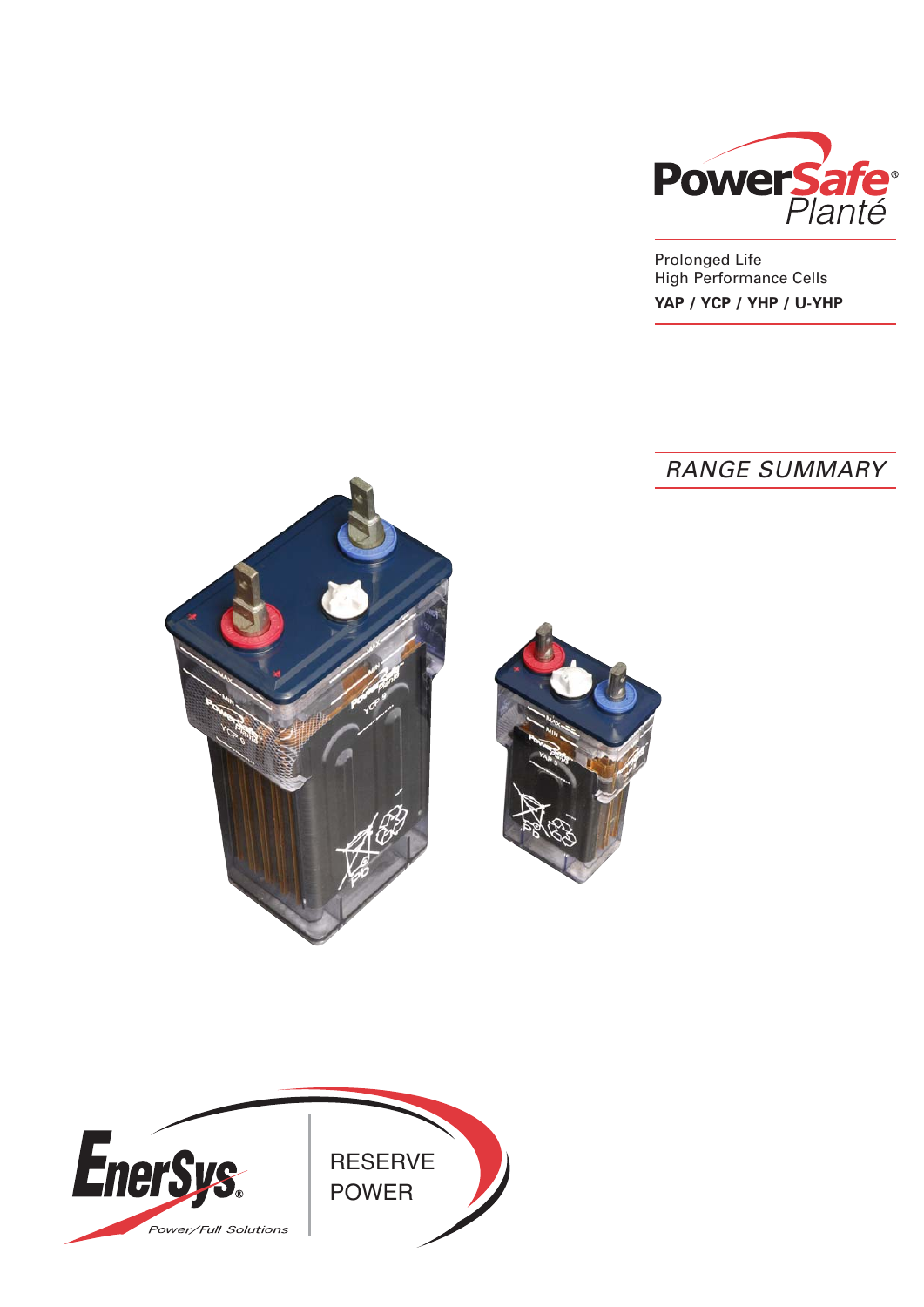# PowerSafe® Planté

Prolonged Life
High Performance Cells

**YAP / YCP / YHP / U-YHP**

*RANGE SUMMARY*

EnerSys®
Power/Full Solutions

RESERVE
POWER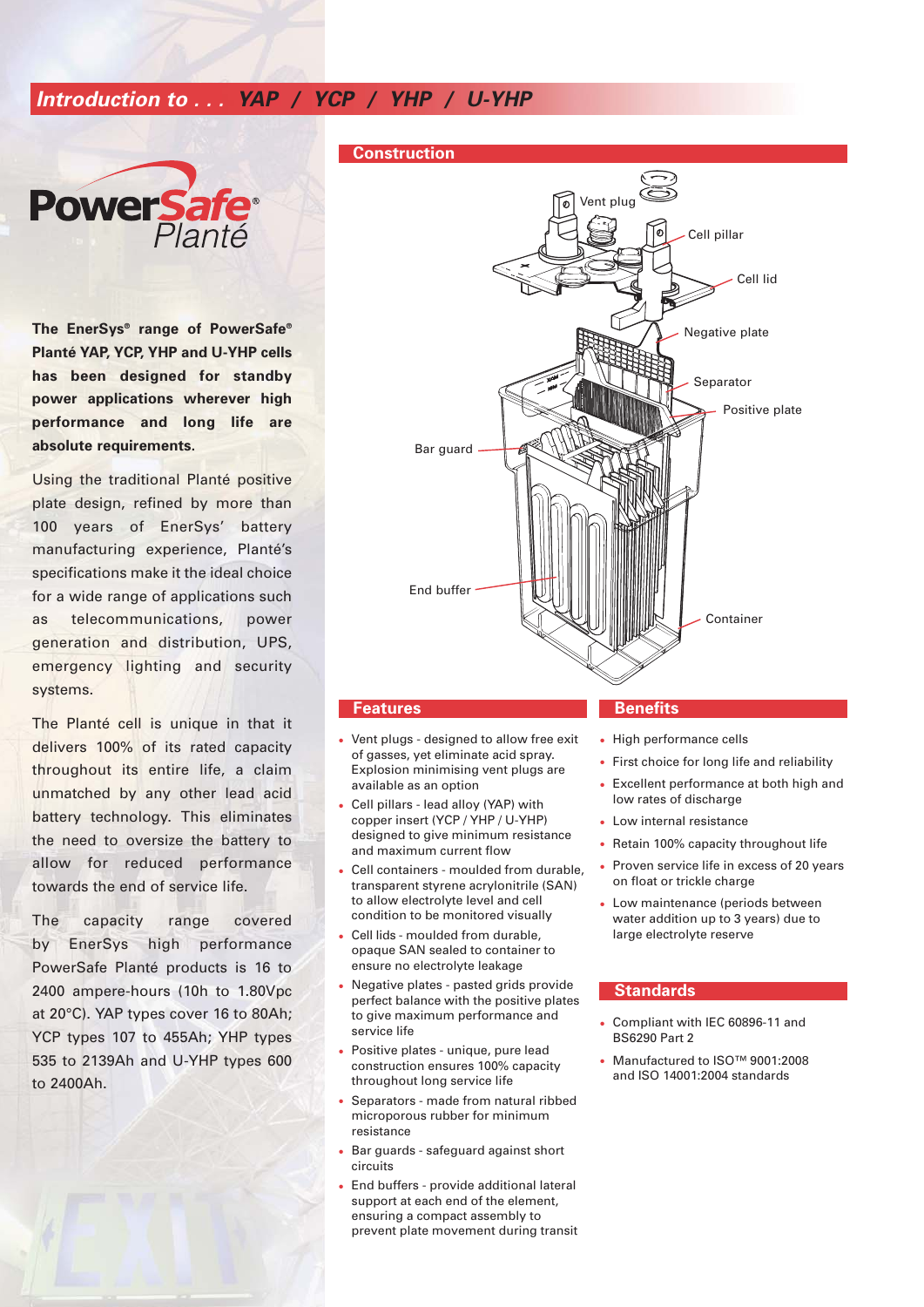# Introduction to . . . YAP / YCP / YHP / U-YHP

PowerSafe® Planté

**The EnerSys® range of PowerSafe® Planté YAP, YCP, YHP and U-YHP cells has been designed for standby power applications wherever high performance and long life are absolute requirements.**

Using the traditional Planté positive plate design, refined by more than 100 years of EnerSys' battery manufacturing experience, Planté's specifications make it the ideal choice for a wide range of applications such as telecommunications, power generation and distribution, UPS, emergency lighting and security systems.

The Planté cell is unique in that it delivers 100% of its rated capacity throughout its entire life, a claim unmatched by any other lead acid battery technology. This eliminates the need to oversize the battery to allow for reduced performance towards the end of service life.

The capacity range covered by EnerSys high performance PowerSafe Planté products is 16 to 2400 ampere-hours (10h to 1.80Vpc at 20°C). YAP types cover 16 to 80Ah; YCP types 107 to 455Ah; YHP types 535 to 2139Ah and U-YHP types 600 to 2400Ah.

## Construction

Vent plug
Cell pillar
Cell lid
Negative plate
Separator
Positive plate
Bar guard
End buffer
Container

## Features

- Vent plugs - designed to allow free exit of gasses, yet eliminate acid spray. Explosion minimising vent plugs are available as an option
- Cell pillars - lead alloy (YAP) with copper insert (YCP / YHP / U-YHP) designed to give minimum resistance and maximum current flow
- Cell containers - moulded from durable, transparent styrene acrylonitrile (SAN) to allow electrolyte level and cell condition to be monitored visually
- Cell lids - moulded from durable, opaque SAN sealed to container to ensure no electrolyte leakage
- Negative plates - pasted grids provide perfect balance with the positive plates to give maximum performance and service life
- Positive plates - unique, pure lead construction ensures 100% capacity throughout long service life
- Separators - made from natural ribbed microporous rubber for minimum resistance
- Bar guards - safeguard against short circuits
- End buffers - provide additional lateral support at each end of the element, ensuring a compact assembly to prevent plate movement during transit

## Benefits

- High performance cells
- First choice for long life and reliability
- Excellent performance at both high and low rates of discharge
- Low internal resistance
- Retain 100% capacity throughout life
- Proven service life in excess of 20 years on float or trickle charge
- Low maintenance (periods between water addition up to 3 years) due to large electrolyte reserve

## Standards

- Compliant with IEC 60896-11 and BS6290 Part 2
- Manufactured to ISO™ 9001:2008 and ISO 14001:2004 standards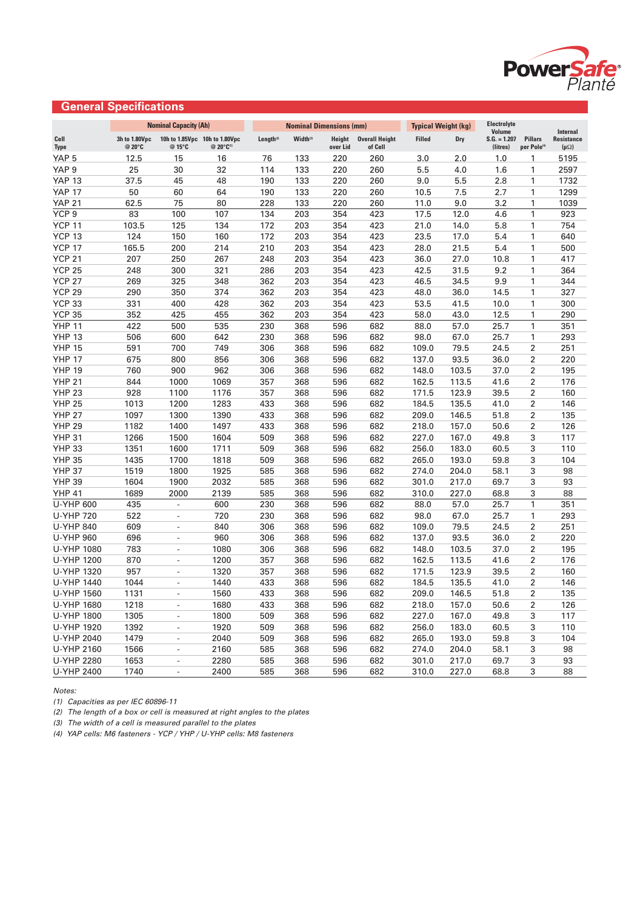PowerSafe® Planté

## General Specifications

| Cell Type | Nominal Capacity (Ah) | | | Nominal Dimensions (mm) | | | | Typical Weight (kg) | | Electrolyte Volume S.G. = 1.207 (litres) | Pillars per Pole[4] | Internal Resistance (μΩ) |
|---|---|---|---|---|---|---|---|---|---|---|---|---|
| | 3h to 1.80Vpc @ 20°C | 10h to 1.85Vpc @ 15°C | 10h to 1.80Vpc @ 20°C[1] | Length[2] | Width[3] | Height over Lid | Overall Height of Cell | Filled | Dry | | | |
| YAP 5 | 12.5 | 15 | 16 | 76 | 133 | 220 | 260 | 3.0 | 2.0 | 1.0 | 1 | 5195 |
| YAP 9 | 25 | 30 | 32 | 114 | 133 | 220 | 260 | 5.5 | 4.0 | 1.6 | 1 | 2597 |
| YAP 13 | 37.5 | 45 | 48 | 190 | 133 | 220 | 260 | 9.0 | 5.5 | 2.8 | 1 | 1732 |
| YAP 17 | 50 | 60 | 64 | 190 | 133 | 220 | 260 | 10.5 | 7.5 | 2.7 | 1 | 1299 |
| YAP 21 | 62.5 | 75 | 80 | 228 | 133 | 220 | 260 | 11.0 | 9.0 | 3.2 | 1 | 1039 |
| YCP 9 | 83 | 100 | 107 | 134 | 203 | 354 | 423 | 17.5 | 12.0 | 4.6 | 1 | 923 |
| YCP 11 | 103.5 | 125 | 134 | 172 | 203 | 354 | 423 | 21.0 | 14.0 | 5.8 | 1 | 754 |
| YCP 13 | 124 | 150 | 160 | 172 | 203 | 354 | 423 | 23.5 | 17.0 | 5.4 | 1 | 640 |
| YCP 17 | 165.5 | 200 | 214 | 210 | 203 | 354 | 423 | 28.0 | 21.5 | 5.4 | 1 | 500 |
| YCP 21 | 207 | 250 | 267 | 248 | 203 | 354 | 423 | 36.0 | 27.0 | 10.8 | 1 | 417 |
| YCP 25 | 248 | 300 | 321 | 286 | 203 | 354 | 423 | 42.5 | 31.5 | 9.2 | 1 | 364 |
| YCP 27 | 269 | 325 | 348 | 362 | 203 | 354 | 423 | 46.5 | 34.5 | 9.9 | 1 | 344 |
| YCP 29 | 290 | 350 | 374 | 362 | 203 | 354 | 423 | 48.0 | 36.0 | 14.5 | 1 | 327 |
| YCP 33 | 331 | 400 | 428 | 362 | 203 | 354 | 423 | 53.5 | 41.5 | 10.0 | 1 | 300 |
| YCP 35 | 352 | 425 | 455 | 362 | 203 | 354 | 423 | 58.0 | 43.0 | 12.5 | 1 | 290 |
| YHP 11 | 422 | 500 | 535 | 230 | 368 | 596 | 682 | 88.0 | 57.0 | 25.7 | 1 | 351 |
| YHP 13 | 506 | 600 | 642 | 230 | 368 | 596 | 682 | 98.0 | 67.0 | 25.7 | 1 | 293 |
| YHP 15 | 591 | 700 | 749 | 306 | 368 | 596 | 682 | 109.0 | 79.5 | 24.5 | 2 | 251 |
| YHP 17 | 675 | 800 | 856 | 306 | 368 | 596 | 682 | 137.0 | 93.5 | 36.0 | 2 | 220 |
| YHP 19 | 760 | 900 | 962 | 306 | 368 | 596 | 682 | 148.0 | 103.5 | 37.0 | 2 | 195 |
| YHP 21 | 844 | 1000 | 1069 | 357 | 368 | 596 | 682 | 162.5 | 113.5 | 41.6 | 2 | 176 |
| YHP 23 | 928 | 1100 | 1176 | 357 | 368 | 596 | 682 | 171.5 | 123.9 | 39.5 | 2 | 160 |
| YHP 25 | 1013 | 1200 | 1283 | 433 | 368 | 596 | 682 | 184.5 | 135.5 | 41.0 | 2 | 146 |
| YHP 27 | 1097 | 1300 | 1390 | 433 | 368 | 596 | 682 | 209.0 | 146.5 | 51.8 | 2 | 135 |
| YHP 29 | 1182 | 1400 | 1497 | 433 | 368 | 596 | 682 | 218.0 | 157.0 | 50.6 | 2 | 126 |
| YHP 31 | 1266 | 1500 | 1604 | 509 | 368 | 596 | 682 | 227.0 | 167.0 | 49.8 | 3 | 117 |
| YHP 33 | 1351 | 1600 | 1711 | 509 | 368 | 596 | 682 | 256.0 | 183.0 | 60.5 | 3 | 110 |
| YHP 35 | 1435 | 1700 | 1818 | 509 | 368 | 596 | 682 | 265.0 | 193.0 | 59.8 | 3 | 104 |
| YHP 37 | 1519 | 1800 | 1925 | 585 | 368 | 596 | 682 | 274.0 | 204.0 | 58.1 | 3 | 98 |
| YHP 39 | 1604 | 1900 | 2032 | 585 | 368 | 596 | 682 | 301.0 | 217.0 | 69.7 | 3 | 93 |
| YHP 41 | 1689 | 2000 | 2139 | 585 | 368 | 596 | 682 | 310.0 | 227.0 | 68.8 | 3 | 88 |
| U-YHP 600 | 435 | - | 600 | 230 | 368 | 596 | 682 | 88.0 | 57.0 | 25.7 | 1 | 351 |
| U-YHP 720 | 522 | - | 720 | 230 | 368 | 596 | 682 | 98.0 | 67.0 | 25.7 | 1 | 293 |
| U-YHP 840 | 609 | - | 840 | 306 | 368 | 596 | 682 | 109.0 | 79.5 | 24.5 | 2 | 251 |
| U-YHP 960 | 696 | - | 960 | 306 | 368 | 596 | 682 | 137.0 | 93.5 | 36.0 | 2 | 220 |
| U-YHP 1080 | 783 | - | 1080 | 306 | 368 | 596 | 682 | 148.0 | 103.5 | 37.0 | 2 | 195 |
| U-YHP 1200 | 870 | - | 1200 | 357 | 368 | 596 | 682 | 162.5 | 113.5 | 41.6 | 2 | 176 |
| U-YHP 1320 | 957 | - | 1320 | 357 | 368 | 596 | 682 | 171.5 | 123.9 | 39.5 | 2 | 160 |
| U-YHP 1440 | 1044 | - | 1440 | 433 | 368 | 596 | 682 | 184.5 | 135.5 | 41.0 | 2 | 146 |
| U-YHP 1560 | 1131 | - | 1560 | 433 | 368 | 596 | 682 | 209.0 | 146.5 | 51.8 | 2 | 135 |
| U-YHP 1680 | 1218 | - | 1680 | 433 | 368 | 596 | 682 | 218.0 | 157.0 | 50.6 | 2 | 126 |
| U-YHP 1800 | 1305 | - | 1800 | 509 | 368 | 596 | 682 | 227.0 | 167.0 | 49.8 | 3 | 117 |
| U-YHP 1920 | 1392 | - | 1920 | 509 | 368 | 596 | 682 | 256.0 | 183.0 | 60.5 | 3 | 110 |
| U-YHP 2040 | 1479 | - | 2040 | 509 | 368 | 596 | 682 | 265.0 | 193.0 | 59.8 | 3 | 104 |
| U-YHP 2160 | 1566 | - | 2160 | 585 | 368 | 596 | 682 | 274.0 | 204.0 | 58.1 | 3 | 98 |
| U-YHP 2280 | 1653 | - | 2280 | 585 | 368 | 596 | 682 | 301.0 | 217.0 | 69.7 | 3 | 93 |
| U-YHP 2400 | 1740 | - | 2400 | 585 | 368 | 596 | 682 | 310.0 | 227.0 | 68.8 | 3 | 88 |

*Notes:*

*(1) Capacities as per IEC 60896-11*

*(2) The length of a box or cell is measured at right angles to the plates*

*(3) The width of a cell is measured parallel to the plates*

*(4) YAP cells: M6 fasteners - YCP / YHP / U-YHP cells: M8 fasteners*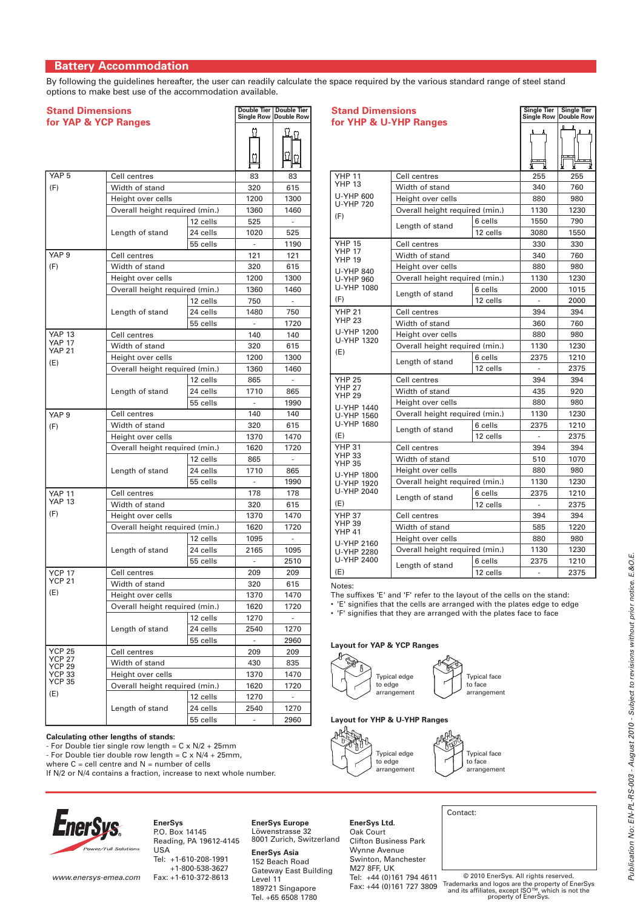## Battery Accommodation

By following the guidelines hereafter, the user can readily calculate the space required by the various standard range of steel stand options to make best use of the accommodation available.

### Stand Dimensions for YAP & YCP Ranges

| | | | Double Tier Single Row | Double Tier Double Row |
|---|---|---|---|---|
| YAP 5 (F) | Cell centres | | 83 | 83 |
| | Width of stand | | 320 | 615 |
| | Height over cells | | 1200 | 1300 |
| | Overall height required (min.) | | 1360 | 1460 |
| | Length of stand | 12 cells | 525 | - |
| | | 24 cells | 1020 | 525 |
| | | 55 cells | - | 1190 |
| YAP 9 (F) | Cell centres | | 121 | 121 |
| | Width of stand | | 320 | 615 |
| | Height over cells | | 1200 | 1300 |
| | Overall height required (min.) | | 1360 | 1460 |
| | Length of stand | 12 cells | 750 | - |
| | | 24 cells | 1480 | 750 |
| | | 55 cells | - | 1720 |
| YAP 13 YAP 17 YAP 21 (E) | Cell centres | | 140 | 140 |
| | Width of stand | | 320 | 615 |
| | Height over cells | | 1200 | 1300 |
| | Overall height required (min.) | | 1360 | 1460 |
| | Length of stand | 12 cells | 865 | - |
| | | 24 cells | 1710 | 865 |
| | | 55 cells | - | 1990 |
| YAP 9 (F) | Cell centres | | 140 | 140 |
| | Width of stand | | 320 | 615 |
| | Height over cells | | 1370 | 1470 |
| | Overall height required (min.) | | 1620 | 1720 |
| | Length of stand | 12 cells | 865 | - |
| | | 24 cells | 1710 | 865 |
| | | 55 cells | - | 1990 |
| YAP 11 YAP 13 (F) | Cell centres | | 178 | 178 |
| | Width of stand | | 320 | 615 |
| | Height over cells | | 1370 | 1470 |
| | Overall height required (min.) | | 1620 | 1720 |
| | Length of stand | 12 cells | 1095 | - |
| | | 24 cells | 2165 | 1095 |
| | | 55 cells | - | 2510 |
| YCP 17 YCP 21 (E) | Cell centres | | 209 | 209 |
| | Width of stand | | 320 | 615 |
| | Height over cells | | 1370 | 1470 |
| | Overall height required (min.) | | 1620 | 1720 |
| | Length of stand | 12 cells | 1270 | - |
| | | 24 cells | 2540 | 1270 |
| | | 55 cells | - | 2960 |
| YCP 25 YCP 27 YCP 29 YCP 33 YCP 35 (E) | Cell centres | | 209 | 209 |
| | Width of stand | | 430 | 835 |
| | Height over cells | | 1370 | 1470 |
| | Overall height required (min.) | | 1620 | 1720 |
| | Length of stand | 12 cells | 1270 | - |
| | | 24 cells | 2540 | 1270 |
| | | 55 cells | - | 2960 |

**Calculating other lengths of stands**:
- For Double tier single row length = C x N/2 + 25mm
- For Double tier double row length = C x N/4 + 25mm,
where C = cell centre and N = number of cells
If N/2 or N/4 contains a fraction, increase to next whole number.

### Stand Dimensions for YHP & U-YHP Ranges

| | | | Single Tier Single Row | Single Tier Double Row |
|---|---|---|---|---|
| YHP 11 YHP 13 U-YHP 600 U-YHP 720 (F) | Cell centres | | 255 | 255 |
| | Width of stand | | 340 | 760 |
| | Height over cells | | 880 | 980 |
| | Overall height required (min.) | | 1130 | 1230 |
| | Length of stand | 6 cells | 1550 | 790 |
| | | 12 cells | 3080 | 1550 |
| YHP 15 YHP 17 YHP 19 U-YHP 840 U-YHP 960 U-YHP 1080 (F) | Cell centres | | 330 | 330 |
| | Width of stand | | 340 | 760 |
| | Height over cells | | 880 | 980 |
| | Overall height required (min.) | | 1130 | 1230 |
| | Length of stand | 6 cells | 2000 | 1015 |
| | | 12 cells | - | 2000 |
| YHP 21 YHP 23 U-YHP 1200 U-YHP 1320 (E) | Cell centres | | 394 | 394 |
| | Width of stand | | 360 | 760 |
| | Height over cells | | 880 | 980 |
| | Overall height required (min.) | | 1130 | 1230 |
| | Length of stand | 6 cells | 2375 | 1210 |
| | | 12 cells | - | 2375 |
| YHP 25 YHP 27 YHP 29 U-YHP 1440 U-YHP 1560 U-YHP 1680 (E) | Cell centres | | 394 | 394 |
| | Width of stand | | 435 | 920 |
| | Height over cells | | 880 | 980 |
| | Overall height required (min.) | | 1130 | 1230 |
| | Length of stand | 6 cells | 2375 | 1210 |
| | | 12 cells | - | 2375 |
| YHP 31 YHP 33 YHP 35 U-YHP 1800 U-YHP 1920 U-YHP 2040 (E) | Cell centres | | 394 | 394 |
| | Width of stand | | 510 | 1070 |
| | Height over cells | | 880 | 980 |
| | Overall height required (min.) | | 1130 | 1230 |
| | Length of stand | 6 cells | 2375 | 1210 |
| | | 12 cells | - | 2375 |
| YHP 37 YHP 39 YHP 41 U-YHP 2160 U-YHP 2280 U-YHP 2400 (E) | Cell centres | | 394 | 394 |
| | Width of stand | | 585 | 1220 |
| | Height over cells | | 880 | 980 |
| | Overall height required (min.) | | 1130 | 1230 |
| | Length of stand | 6 cells | 2375 | 1210 |
| | | 12 cells | - | 2375 |

Notes:
The suffixes 'E' and 'F' refer to the layout of the cells on the stand:
- 'E' signifies that the cells are arranged with the plates edge to edge
- 'F' signifies that they are arranged with the plates face to face

**Layout for YAP & YCP Ranges**

Typical edge to edge arrangement

Typical face to face arrangement

**Layout for YHP & U-YHP Ranges**

Typical edge to edge arrangement

Typical face to face arrangement

EnerSys
Power/Full Solutions

www.enersys-emea.com

**EnerSys**
P.O. Box 14145
Reading, PA 19612-4145
USA
Tel: +1-610-208-1991
+1-800-538-3627
Fax: +1-610-372-8613

**EnerSys Europe**
Löwenstrasse 32
8001 Zurich, Switzerland

**EnerSys Asia**
152 Beach Road
Gateway East Building
Level 11
189721 Singapore
Tel. +65 6508 1780

**EnerSys Ltd.**
Oak Court
Clifton Business Park
Wynne Avenue
Swinton, Manchester
M27 8FF, UK
Tel: +44 (0)161 794 4611
Fax: +44 (0)161 727 3809

Contact:

© 2010 EnerSys. All rights reserved.
Trademarks and logos are the property of EnerSys and its affiliates, except ISO™, which is not the property of EnerSys.

*Publication No: EN-PL-RS-003 - August 2010 - Subject to revisions without prior notice. E.&O.E.*